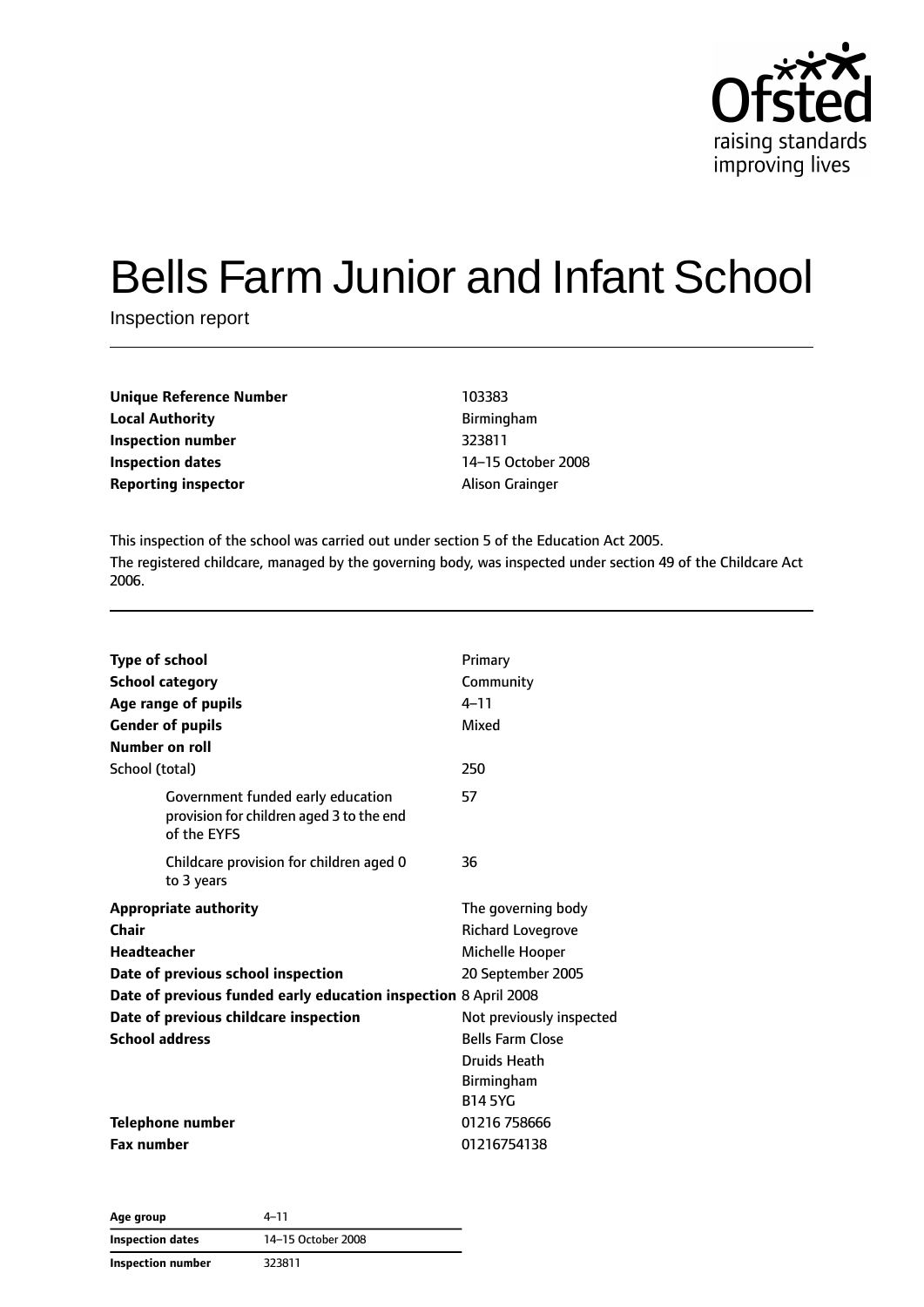# Bells Farm Junior and Infant School

Inspection report

| | |
|---|---|
| **Unique Reference Number** | 103383 |
| **Local Authority** | Birmingham |
| **Inspection number** | 323811 |
| **Inspection dates** | 14–15 October 2008 |
| **Reporting inspector** | Alison Grainger |

This inspection of the school was carried out under section 5 of the Education Act 2005.

The registered childcare, managed by the governing body, was inspected under section 49 of the Childcare Act 2006.

| | |
|---|---|
| **Type of school** | Primary |
| **School category** | Community |
| **Age range of pupils** | 4–11 |
| **Gender of pupils** | Mixed |
| **Number on roll** | |
| School (total) | 250 |
| Government funded early education provision for children aged 3 to the end of the EYFS | 57 |
| Childcare provision for children aged 0 to 3 years | 36 |
| **Appropriate authority** | The governing body |
| **Chair** | Richard Lovegrove |
| **Headteacher** | Michelle Hooper |
| **Date of previous school inspection** | 20 September 2005 |
| **Date of previous funded early education inspection** | 8 April 2008 |
| **Date of previous childcare inspection** | Not previously inspected |
| **School address** | Bells Farm Close<br>Druids Heath<br>Birmingham<br>B14 5YG |
| **Telephone number** | 01216 758666 |
| **Fax number** | 01216754138 |

| | |
|---|---|
| **Age group** | 4–11 |
| **Inspection dates** | 14–15 October 2008 |
| **Inspection number** | 323811 |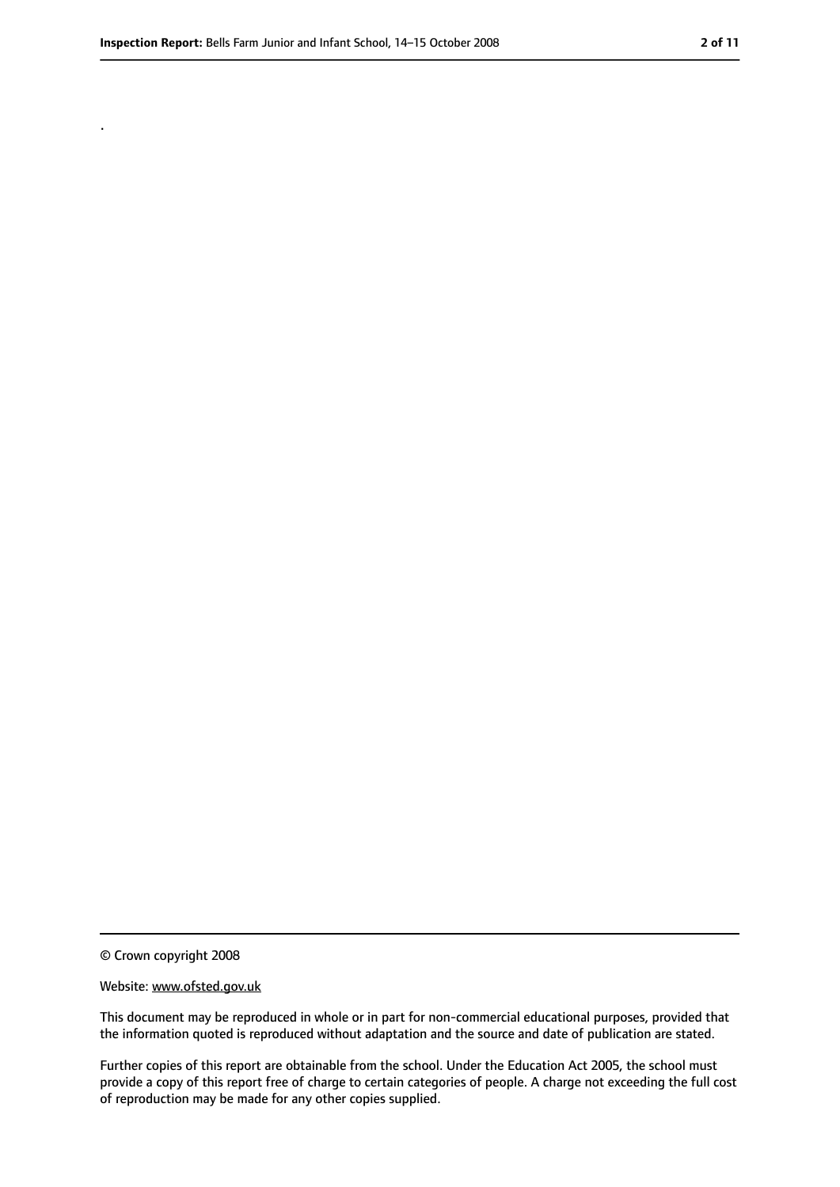.

© Crown copyright 2008

Website: www.ofsted.gov.uk

This document may be reproduced in whole or in part for non-commercial educational purposes, provided that the information quoted is reproduced without adaptation and the source and date of publication are stated.

Further copies of this report are obtainable from the school. Under the Education Act 2005, the school must provide a copy of this report free of charge to certain categories of people. A charge not exceeding the full cost of reproduction may be made for any other copies supplied.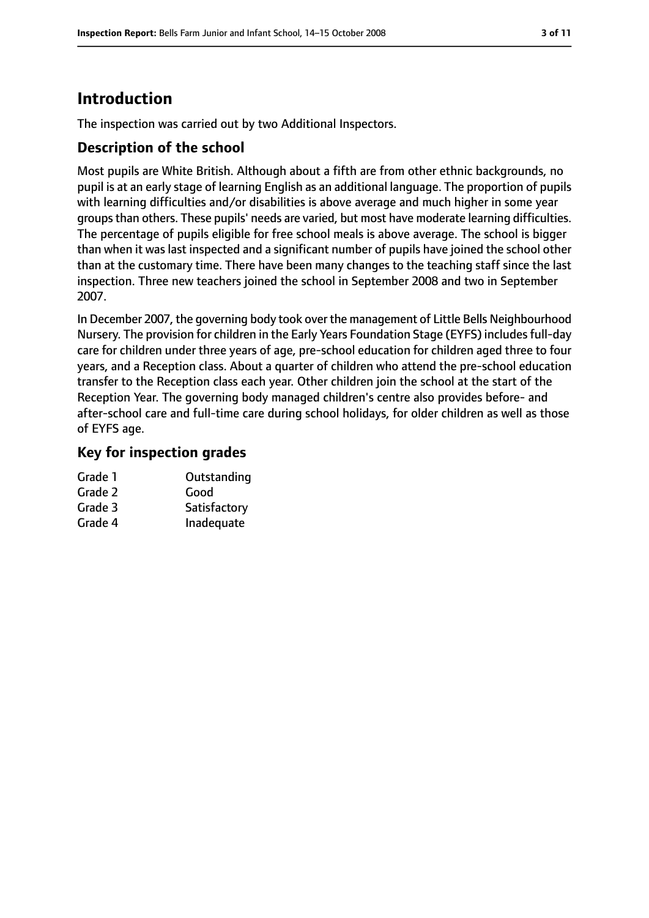## Introduction

The inspection was carried out by two Additional Inspectors.

### Description of the school

Most pupils are White British. Although about a fifth are from other ethnic backgrounds, no pupil is at an early stage of learning English as an additional language. The proportion of pupils with learning difficulties and/or disabilities is above average and much higher in some year groups than others. These pupils' needs are varied, but most have moderate learning difficulties. The percentage of pupils eligible for free school meals is above average. The school is bigger than when it was last inspected and a significant number of pupils have joined the school other than at the customary time. There have been many changes to the teaching staff since the last inspection. Three new teachers joined the school in September 2008 and two in September 2007.

In December 2007, the governing body took over the management of Little Bells Neighbourhood Nursery. The provision for children in the Early Years Foundation Stage (EYFS) includes full-day care for children under three years of age, pre-school education for children aged three to four years, and a Reception class. About a quarter of children who attend the pre-school education transfer to the Reception class each year. Other children join the school at the start of the Reception Year. The governing body managed children's centre also provides before- and after-school care and full-time care during school holidays, for older children as well as those of EYFS age.

### Key for inspection grades

| | |
|---|---|
| Grade 1 | Outstanding |
| Grade 2 | Good |
| Grade 3 | Satisfactory |
| Grade 4 | Inadequate |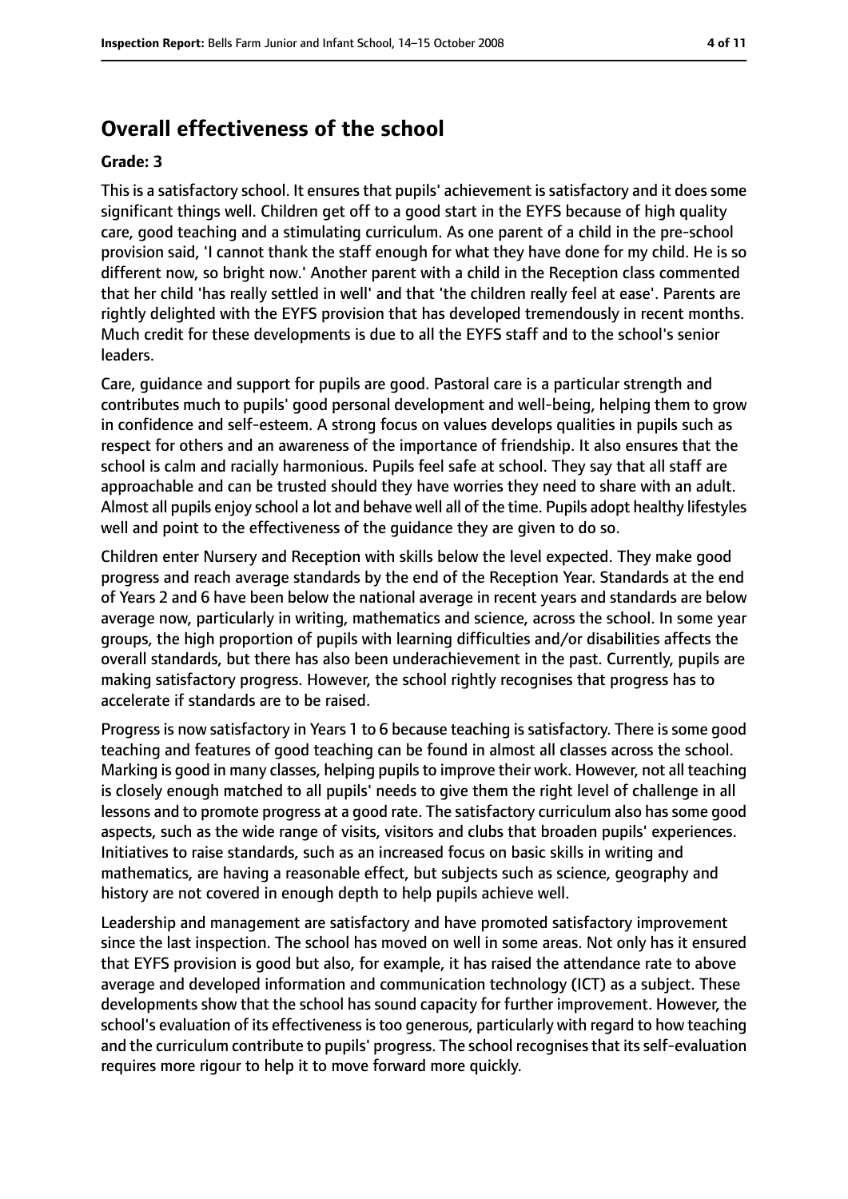## Overall effectiveness of the school

### Grade: 3

This is a satisfactory school. It ensures that pupils' achievement is satisfactory and it does some significant things well. Children get off to a good start in the EYFS because of high quality care, good teaching and a stimulating curriculum. As one parent of a child in the pre-school provision said, 'I cannot thank the staff enough for what they have done for my child. He is so different now, so bright now.' Another parent with a child in the Reception class commented that her child 'has really settled in well' and that 'the children really feel at ease'. Parents are rightly delighted with the EYFS provision that has developed tremendously in recent months. Much credit for these developments is due to all the EYFS staff and to the school's senior leaders.

Care, guidance and support for pupils are good. Pastoral care is a particular strength and contributes much to pupils' good personal development and well-being, helping them to grow in confidence and self-esteem. A strong focus on values develops qualities in pupils such as respect for others and an awareness of the importance of friendship. It also ensures that the school is calm and racially harmonious. Pupils feel safe at school. They say that all staff are approachable and can be trusted should they have worries they need to share with an adult. Almost all pupils enjoy school a lot and behave well all of the time. Pupils adopt healthy lifestyles well and point to the effectiveness of the guidance they are given to do so.

Children enter Nursery and Reception with skills below the level expected. They make good progress and reach average standards by the end of the Reception Year. Standards at the end of Years 2 and 6 have been below the national average in recent years and standards are below average now, particularly in writing, mathematics and science, across the school. In some year groups, the high proportion of pupils with learning difficulties and/or disabilities affects the overall standards, but there has also been underachievement in the past. Currently, pupils are making satisfactory progress. However, the school rightly recognises that progress has to accelerate if standards are to be raised.

Progress is now satisfactory in Years 1 to 6 because teaching is satisfactory. There is some good teaching and features of good teaching can be found in almost all classes across the school. Marking is good in many classes, helping pupils to improve their work. However, not all teaching is closely enough matched to all pupils' needs to give them the right level of challenge in all lessons and to promote progress at a good rate. The satisfactory curriculum also has some good aspects, such as the wide range of visits, visitors and clubs that broaden pupils' experiences. Initiatives to raise standards, such as an increased focus on basic skills in writing and mathematics, are having a reasonable effect, but subjects such as science, geography and history are not covered in enough depth to help pupils achieve well.

Leadership and management are satisfactory and have promoted satisfactory improvement since the last inspection. The school has moved on well in some areas. Not only has it ensured that EYFS provision is good but also, for example, it has raised the attendance rate to above average and developed information and communication technology (ICT) as a subject. These developments show that the school has sound capacity for further improvement. However, the school's evaluation of its effectiveness is too generous, particularly with regard to how teaching and the curriculum contribute to pupils' progress. The school recognises that its self-evaluation requires more rigour to help it to move forward more quickly.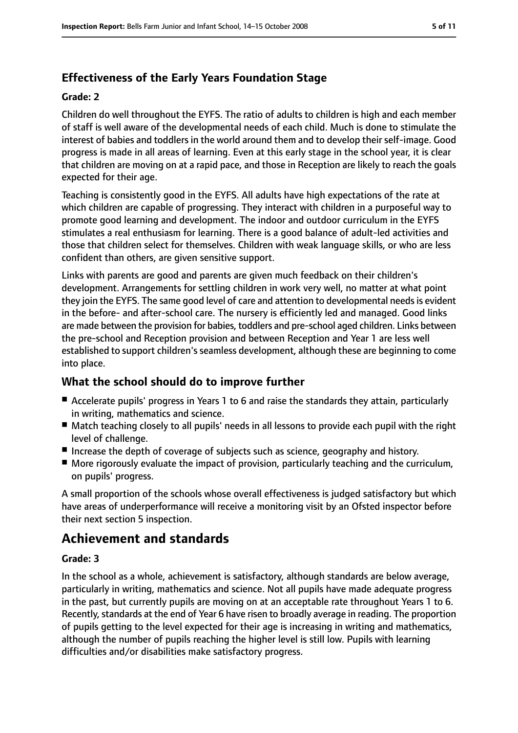### Effectiveness of the Early Years Foundation Stage

**Grade: 2**

Children do well throughout the EYFS. The ratio of adults to children is high and each member of staff is well aware of the developmental needs of each child. Much is done to stimulate the interest of babies and toddlers in the world around them and to develop their self-image. Good progress is made in all areas of learning. Even at this early stage in the school year, it is clear that children are moving on at a rapid pace, and those in Reception are likely to reach the goals expected for their age.

Teaching is consistently good in the EYFS. All adults have high expectations of the rate at which children are capable of progressing. They interact with children in a purposeful way to promote good learning and development. The indoor and outdoor curriculum in the EYFS stimulates a real enthusiasm for learning. There is a good balance of adult-led activities and those that children select for themselves. Children with weak language skills, or who are less confident than others, are given sensitive support.

Links with parents are good and parents are given much feedback on their children's development. Arrangements for settling children in work very well, no matter at what point they join the EYFS. The same good level of care and attention to developmental needs is evident in the before- and after-school care. The nursery is efficiently led and managed. Good links are made between the provision for babies, toddlers and pre-school aged children. Links between the pre-school and Reception provision and between Reception and Year 1 are less well established to support children's seamless development, although these are beginning to come into place.

## What the school should do to improve further

- Accelerate pupils' progress in Years 1 to 6 and raise the standards they attain, particularly in writing, mathematics and science.
- Match teaching closely to all pupils' needs in all lessons to provide each pupil with the right level of challenge.
- Increase the depth of coverage of subjects such as science, geography and history.
- More rigorously evaluate the impact of provision, particularly teaching and the curriculum, on pupils' progress.

A small proportion of the schools whose overall effectiveness is judged satisfactory but which have areas of underperformance will receive a monitoring visit by an Ofsted inspector before their next section 5 inspection.

# Achievement and standards

**Grade: 3**

In the school as a whole, achievement is satisfactory, although standards are below average, particularly in writing, mathematics and science. Not all pupils have made adequate progress in the past, but currently pupils are moving on at an acceptable rate throughout Years 1 to 6. Recently, standards at the end of Year 6 have risen to broadly average in reading. The proportion of pupils getting to the level expected for their age is increasing in writing and mathematics, although the number of pupils reaching the higher level is still low. Pupils with learning difficulties and/or disabilities make satisfactory progress.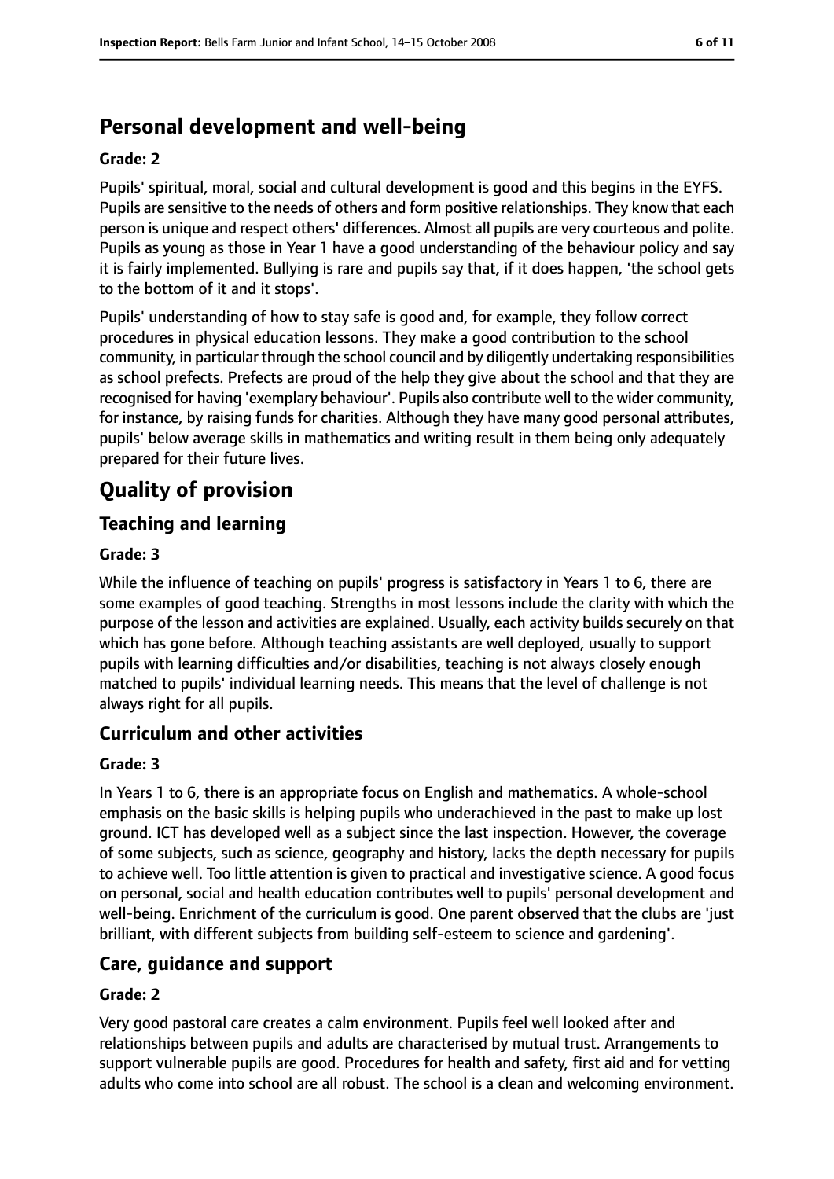## Personal development and well-being

### Grade: 2

Pupils' spiritual, moral, social and cultural development is good and this begins in the EYFS. Pupils are sensitive to the needs of others and form positive relationships. They know that each person is unique and respect others' differences. Almost all pupils are very courteous and polite. Pupils as young as those in Year 1 have a good understanding of the behaviour policy and say it is fairly implemented. Bullying is rare and pupils say that, if it does happen, 'the school gets to the bottom of it and it stops'.

Pupils' understanding of how to stay safe is good and, for example, they follow correct procedures in physical education lessons. They make a good contribution to the school community, in particular through the school council and by diligently undertaking responsibilities as school prefects. Prefects are proud of the help they give about the school and that they are recognised for having 'exemplary behaviour'. Pupils also contribute well to the wider community, for instance, by raising funds for charities. Although they have many good personal attributes, pupils' below average skills in mathematics and writing result in them being only adequately prepared for their future lives.

# Quality of provision

## Teaching and learning

### Grade: 3

While the influence of teaching on pupils' progress is satisfactory in Years 1 to 6, there are some examples of good teaching. Strengths in most lessons include the clarity with which the purpose of the lesson and activities are explained. Usually, each activity builds securely on that which has gone before. Although teaching assistants are well deployed, usually to support pupils with learning difficulties and/or disabilities, teaching is not always closely enough matched to pupils' individual learning needs. This means that the level of challenge is not always right for all pupils.

## Curriculum and other activities

### Grade: 3

In Years 1 to 6, there is an appropriate focus on English and mathematics. A whole-school emphasis on the basic skills is helping pupils who underachieved in the past to make up lost ground. ICT has developed well as a subject since the last inspection. However, the coverage of some subjects, such as science, geography and history, lacks the depth necessary for pupils to achieve well. Too little attention is given to practical and investigative science. A good focus on personal, social and health education contributes well to pupils' personal development and well-being. Enrichment of the curriculum is good. One parent observed that the clubs are 'just brilliant, with different subjects from building self-esteem to science and gardening'.

## Care, guidance and support

### Grade: 2

Very good pastoral care creates a calm environment. Pupils feel well looked after and relationships between pupils and adults are characterised by mutual trust. Arrangements to support vulnerable pupils are good. Procedures for health and safety, first aid and for vetting adults who come into school are all robust. The school is a clean and welcoming environment.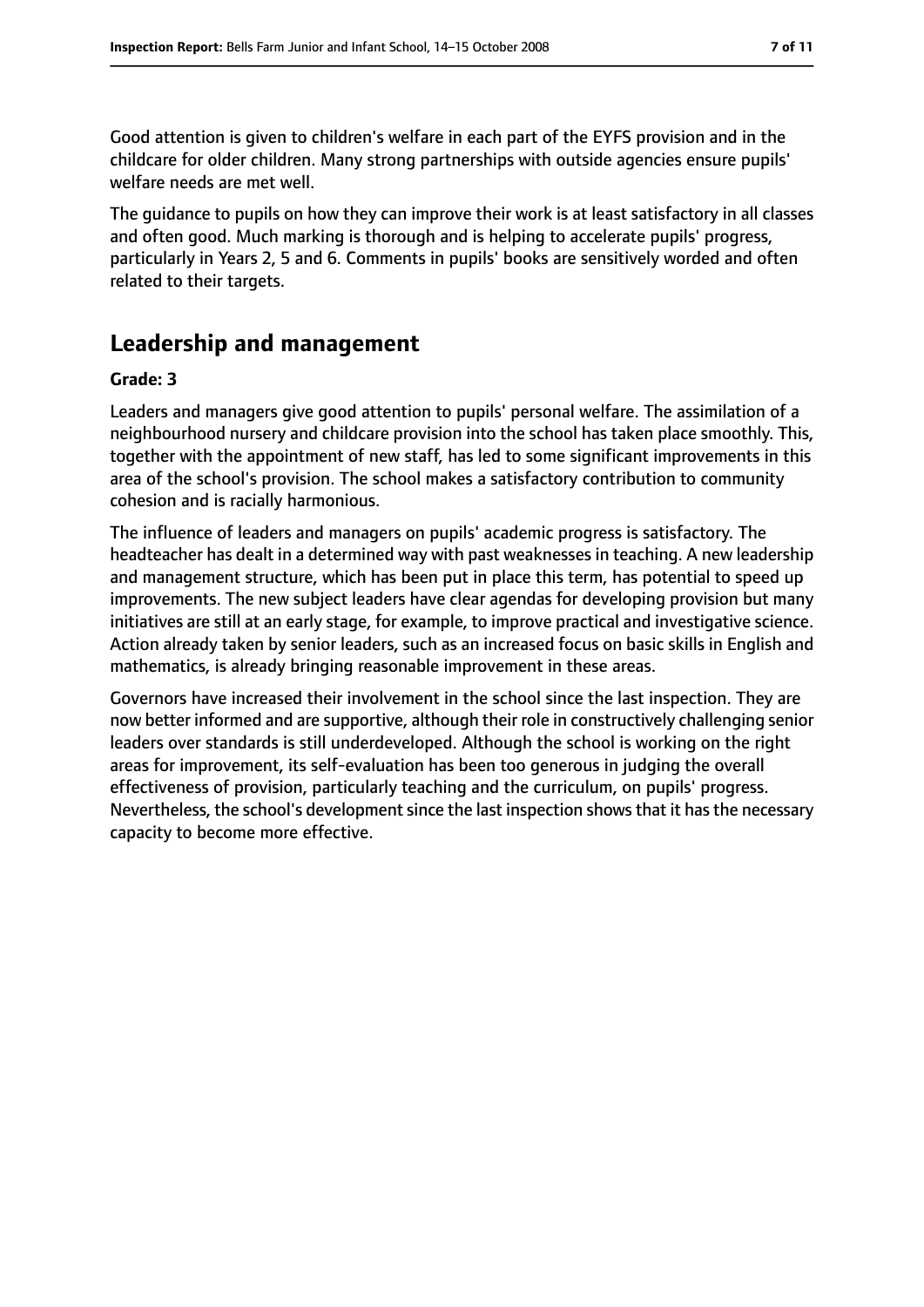Good attention is given to children's welfare in each part of the EYFS provision and in the childcare for older children. Many strong partnerships with outside agencies ensure pupils' welfare needs are met well.

The guidance to pupils on how they can improve their work is at least satisfactory in all classes and often good. Much marking is thorough and is helping to accelerate pupils' progress, particularly in Years 2, 5 and 6. Comments in pupils' books are sensitively worded and often related to their targets.

## Leadership and management

**Grade: 3**

Leaders and managers give good attention to pupils' personal welfare. The assimilation of a neighbourhood nursery and childcare provision into the school has taken place smoothly. This, together with the appointment of new staff, has led to some significant improvements in this area of the school's provision. The school makes a satisfactory contribution to community cohesion and is racially harmonious.

The influence of leaders and managers on pupils' academic progress is satisfactory. The headteacher has dealt in a determined way with past weaknesses in teaching. A new leadership and management structure, which has been put in place this term, has potential to speed up improvements. The new subject leaders have clear agendas for developing provision but many initiatives are still at an early stage, for example, to improve practical and investigative science. Action already taken by senior leaders, such as an increased focus on basic skills in English and mathematics, is already bringing reasonable improvement in these areas.

Governors have increased their involvement in the school since the last inspection. They are now better informed and are supportive, although their role in constructively challenging senior leaders over standards is still underdeveloped. Although the school is working on the right areas for improvement, its self-evaluation has been too generous in judging the overall effectiveness of provision, particularly teaching and the curriculum, on pupils' progress. Nevertheless, the school's development since the last inspection shows that it has the necessary capacity to become more effective.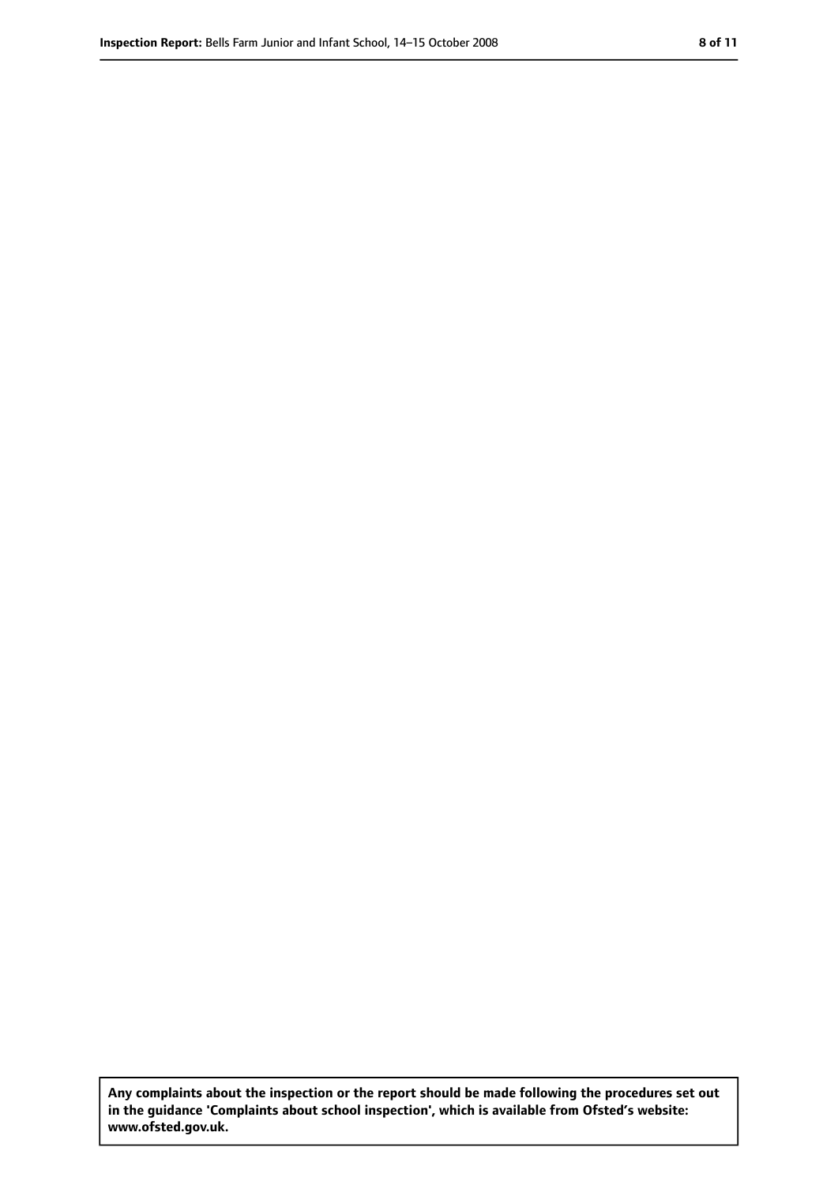**Any complaints about the inspection or the report should be made following the procedures set out in the guidance 'Complaints about school inspection', which is available from Ofsted's website: www.ofsted.gov.uk.**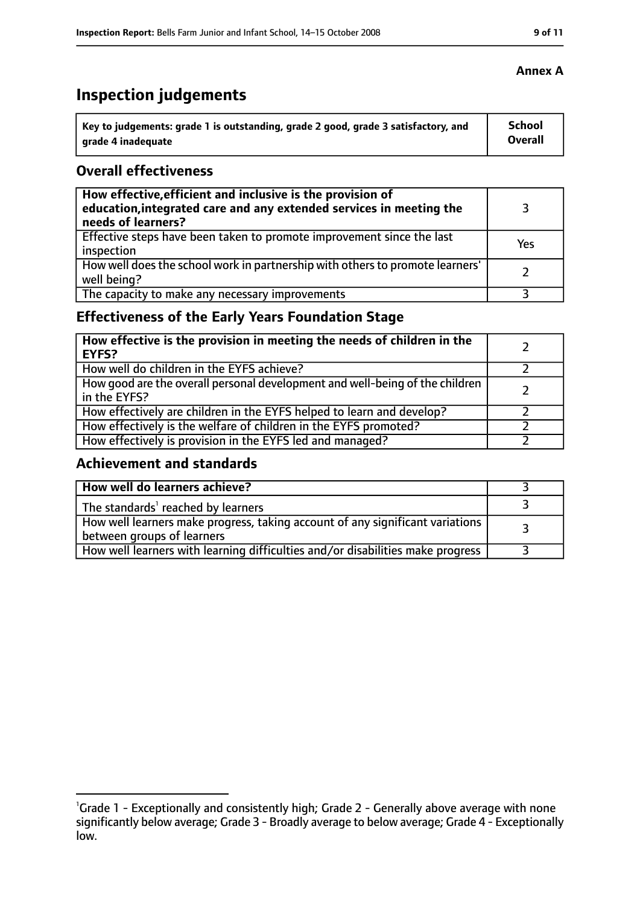**Annex A**

# Inspection judgements

| Key to judgements: grade 1 is outstanding, grade 2 good, grade 3 satisfactory, and grade 4 inadequate | School Overall |
|---|---|

## Overall effectiveness

| | |
|---|---|
| **How effective, efficient and inclusive is the provision of education, integrated care and any extended services in meeting the needs of learners?** | 3 |
| Effective steps have been taken to promote improvement since the last inspection | Yes |
| How well does the school work in partnership with others to promote learners' well being? | 2 |
| The capacity to make any necessary improvements | 3 |

## Effectiveness of the Early Years Foundation Stage

| | |
|---|---|
| **How effective is the provision in meeting the needs of children in the EYFS?** | 2 |
| How well do children in the EYFS achieve? | 2 |
| How good are the overall personal development and well-being of the children in the EYFS? | 2 |
| How effectively are children in the EYFS helped to learn and develop? | 2 |
| How effectively is the welfare of children in the EYFS promoted? | 2 |
| How effectively is provision in the EYFS led and managed? | 2 |

## Achievement and standards

| | |
|---|---|
| **How well do learners achieve?** | 3 |
| The standards[1] reached by learners | 3 |
| How well learners make progress, taking account of any significant variations between groups of learners | 3 |
| How well learners with learning difficulties and/or disabilities make progress | 3 |

[1] Grade 1 - Exceptionally and consistently high; Grade 2 - Generally above average with none significantly below average; Grade 3 - Broadly average to below average; Grade 4 - Exceptionally low.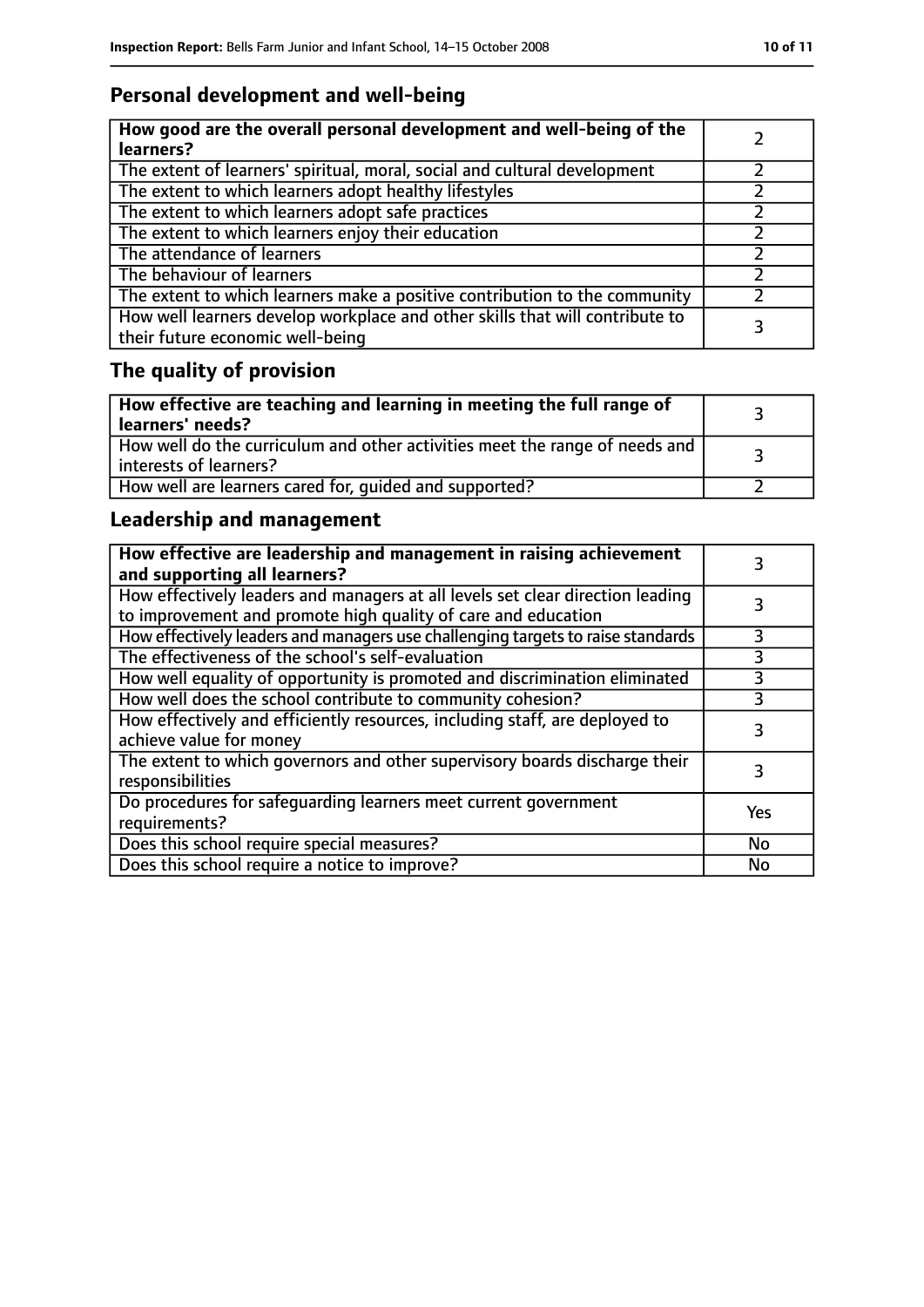## Personal development and well-being

| How good are the overall personal development and well-being of the learners? | 2 |
|---|---|
| The extent of learners' spiritual, moral, social and cultural development | 2 |
| The extent to which learners adopt healthy lifestyles | 2 |
| The extent to which learners adopt safe practices | 2 |
| The extent to which learners enjoy their education | 2 |
| The attendance of learners | 2 |
| The behaviour of learners | 2 |
| The extent to which learners make a positive contribution to the community | 2 |
| How well learners develop workplace and other skills that will contribute to their future economic well-being | 3 |

## The quality of provision

| How effective are teaching and learning in meeting the full range of learners' needs? | 3 |
|---|---|
| How well do the curriculum and other activities meet the range of needs and interests of learners? | 3 |
| How well are learners cared for, guided and supported? | 2 |

## Leadership and management

| How effective are leadership and management in raising achievement and supporting all learners? | 3 |
|---|---|
| How effectively leaders and managers at all levels set clear direction leading to improvement and promote high quality of care and education | 3 |
| How effectively leaders and managers use challenging targets to raise standards | 3 |
| The effectiveness of the school's self-evaluation | 3 |
| How well equality of opportunity is promoted and discrimination eliminated | 3 |
| How well does the school contribute to community cohesion? | 3 |
| How effectively and efficiently resources, including staff, are deployed to achieve value for money | 3 |
| The extent to which governors and other supervisory boards discharge their responsibilities | 3 |
| Do procedures for safeguarding learners meet current government requirements? | Yes |
| Does this school require special measures? | No |
| Does this school require a notice to improve? | No |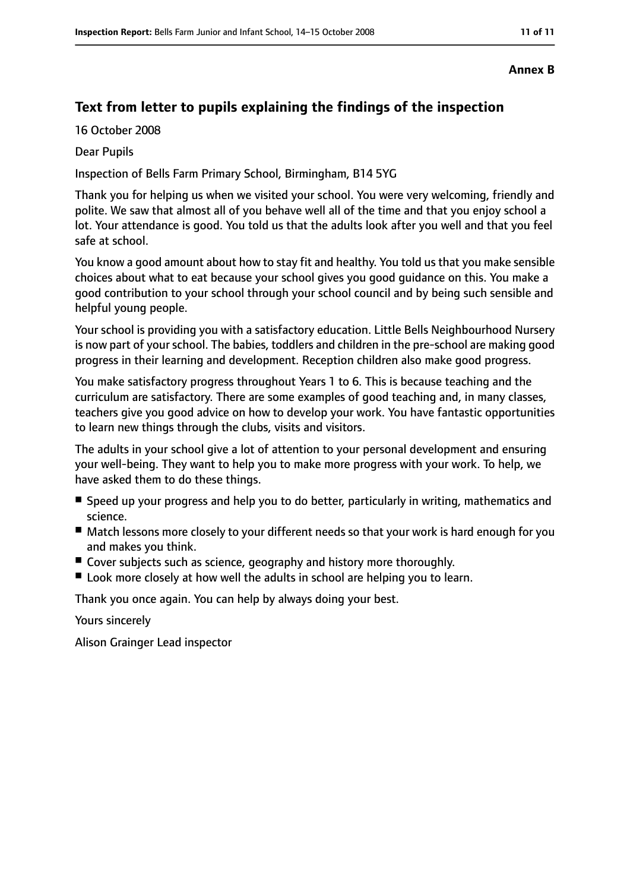**Annex B**

## Text from letter to pupils explaining the findings of the inspection

16 October 2008

Dear Pupils

Inspection of Bells Farm Primary School, Birmingham, B14 5YG

Thank you for helping us when we visited your school. You were very welcoming, friendly and polite. We saw that almost all of you behave well all of the time and that you enjoy school a lot. Your attendance is good. You told us that the adults look after you well and that you feel safe at school.

You know a good amount about how to stay fit and healthy. You told us that you make sensible choices about what to eat because your school gives you good guidance on this. You make a good contribution to your school through your school council and by being such sensible and helpful young people.

Your school is providing you with a satisfactory education. Little Bells Neighbourhood Nursery is now part of your school. The babies, toddlers and children in the pre-school are making good progress in their learning and development. Reception children also make good progress.

You make satisfactory progress throughout Years 1 to 6. This is because teaching and the curriculum are satisfactory. There are some examples of good teaching and, in many classes, teachers give you good advice on how to develop your work. You have fantastic opportunities to learn new things through the clubs, visits and visitors.

The adults in your school give a lot of attention to your personal development and ensuring your well-being. They want to help you to make more progress with your work. To help, we have asked them to do these things.

- Speed up your progress and help you to do better, particularly in writing, mathematics and science.
- Match lessons more closely to your different needs so that your work is hard enough for you and makes you think.
- Cover subjects such as science, geography and history more thoroughly.
- Look more closely at how well the adults in school are helping you to learn.

Thank you once again. You can help by always doing your best.

Yours sincerely

Alison Grainger Lead inspector